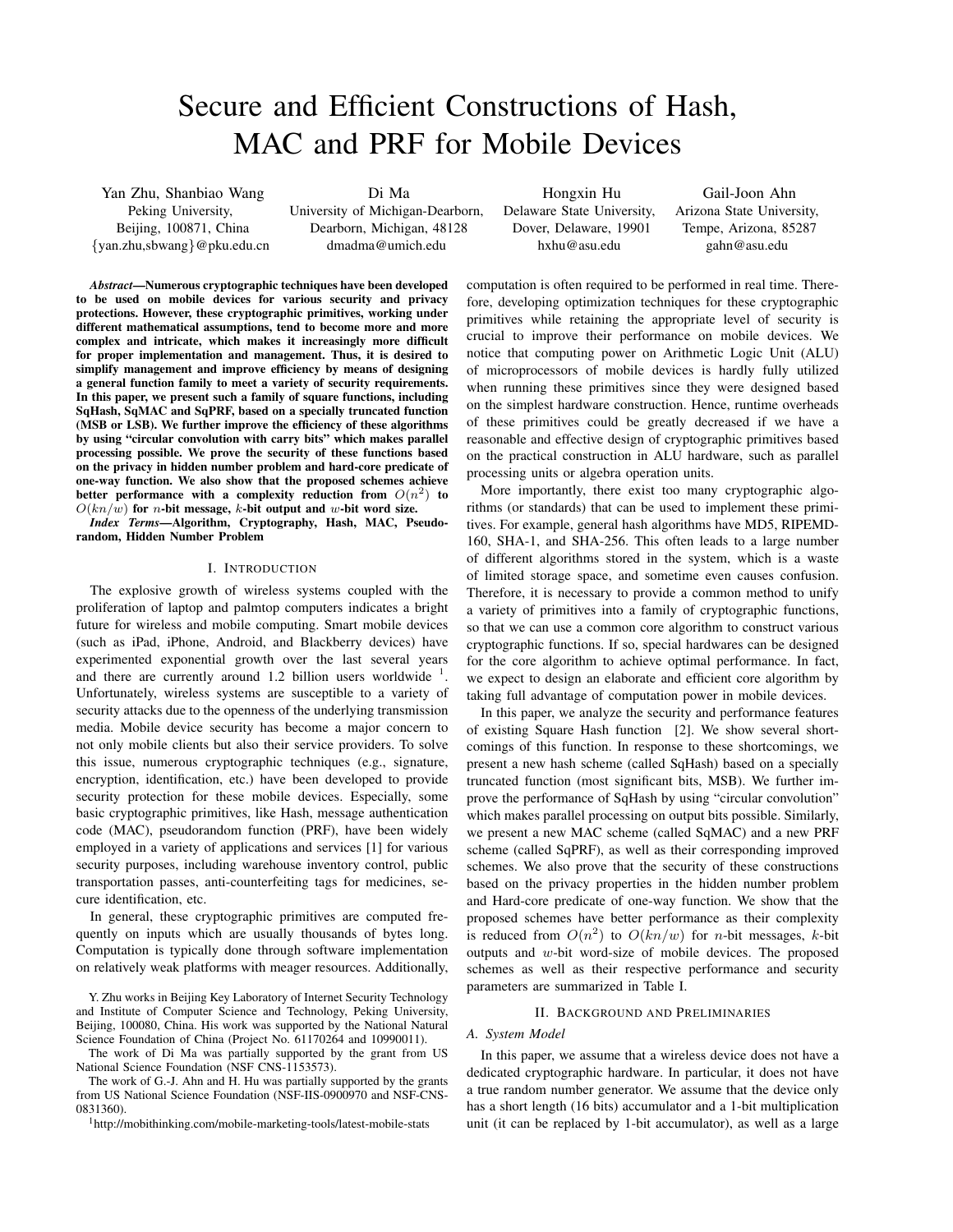# Secure and Efficient Constructions of Hash, MAC and PRF for Mobile Devices

Yan Zhu, Shanbiao Wang
Peking University,
Beijing, 100871, China
{yan.zhu,sbwang}@pku.edu.cn

Di Ma
University of Michigan-Dearborn,
Dearborn, Michigan, 48128
dmadma@umich.edu

Hongxin Hu
Delaware State University,
Dover, Delaware, 19901
hxhu@asu.edu

Gail-Joon Ahn
Arizona State University,
Tempe, Arizona, 85287
gahn@asu.edu

***Abstract*—Numerous cryptographic techniques have been developed to be used on mobile devices for various security and privacy protections. However, these cryptographic primitives, working under different mathematical assumptions, tend to become more and more complex and intricate, which makes it increasingly more difficult for proper implementation and management. Thus, it is desired to simplify management and improve efficiency by means of designing a general function family to meet a variety of security requirements. In this paper, we present such a family of square functions, including SqHash, SqMAC and SqPRF, based on a specially truncated function (MSB or LSB). We further improve the efficiency of these algorithms by using "circular convolution with carry bits" which makes parallel processing possible. We prove the security of these functions based on the privacy in hidden number problem and hard-core predicate of one-way function. We also show that the proposed schemes achieve better performance with a complexity reduction from $O(n^2)$ to $O(kn/w)$ for $n$-bit message, $k$-bit output and $w$-bit word size.**

***Index Terms*—Algorithm, Cryptography, Hash, MAC, Pseudorandom, Hidden Number Problem**

## I. Introduction

The explosive growth of wireless systems coupled with the proliferation of laptop and palmtop computers indicates a bright future for wireless and mobile computing. Smart mobile devices (such as iPad, iPhone, Android, and Blackberry devices) have experimented exponential growth over the last several years and there are currently around 1.2 billion users worldwide [1]. Unfortunately, wireless systems are susceptible to a variety of security attacks due to the openness of the underlying transmission media. Mobile device security has become a major concern to not only mobile clients but also their service providers. To solve this issue, numerous cryptographic techniques (e.g., signature, encryption, identification, etc.) have been developed to provide security protection for these mobile devices. Especially, some basic cryptographic primitives, like Hash, message authentication code (MAC), pseudorandom function (PRF), have been widely employed in a variety of applications and services [1] for various security purposes, including warehouse inventory control, public transportation passes, anti-counterfeiting tags for medicines, secure identification, etc.

In general, these cryptographic primitives are computed frequently on inputs which are usually thousands of bytes long. Computation is typically done through software implementation on relatively weak platforms with meager resources. Additionally, computation is often required to be performed in real time. Therefore, developing optimization techniques for these cryptographic primitives while retaining the appropriate level of security is crucial to improve their performance on mobile devices. We notice that computing power on Arithmetic Logic Unit (ALU) of microprocessors of mobile devices is hardly fully utilized when running these primitives since they were designed based on the simplest hardware construction. Hence, runtime overheads of these primitives could be greatly decreased if we have a reasonable and effective design of cryptographic primitives based on the practical construction in ALU hardware, such as parallel processing units or algebra operation units.

More importantly, there exist too many cryptographic algorithms (or standards) that can be used to implement these primitives. For example, general hash algorithms have MD5, RIPEMD-160, SHA-1, and SHA-256. This often leads to a large number of different algorithms stored in the system, which is a waste of limited storage space, and sometime even causes confusion. Therefore, it is necessary to provide a common method to unify a variety of primitives into a family of cryptographic functions, so that we can use a common core algorithm to construct various cryptographic functions. If so, special hardwares can be designed for the core algorithm to achieve optimal performance. In fact, we expect to design an elaborate and efficient core algorithm by taking full advantage of computation power in mobile devices.

In this paper, we analyze the security and performance features of existing Square Hash function [2]. We show several shortcomings of this function. In response to these shortcomings, we present a new hash scheme (called SqHash) based on a specially truncated function (most significant bits, MSB). We further improve the performance of SqHash by using "circular convolution" which makes parallel processing on output bits possible. Similarly, we present a new MAC scheme (called SqMAC) and a new PRF scheme (called SqPRF), as well as their corresponding improved schemes. We also prove that the security of these constructions based on the privacy properties in the hidden number problem and Hard-core predicate of one-way function. We show that the proposed schemes have better performance as their complexity is reduced from $O(n^2)$ to $O(kn/w)$ for $n$-bit messages, $k$-bit outputs and $w$-bit word-size of mobile devices. The proposed schemes as well as their respective performance and security parameters are summarized in Table I.

## II. Background and Preliminaries

### A. System Model

In this paper, we assume that a wireless device does not have a dedicated cryptographic hardware. In particular, it does not have a true random number generator. We assume that the device only has a short length (16 bits) accumulator and a 1-bit multiplication unit (it can be replaced by 1-bit accumulator), as well as a large

---

Y. Zhu works in Beijing Key Laboratory of Internet Security Technology and Institute of Computer Science and Technology, Peking University, Beijing, 100080, China. His work was supported by the National Natural Science Foundation of China (Project No. 61170264 and 10990011).

The work of Di Ma was partially supported by the grant from US National Science Foundation (NSF CNS-1153573).

The work of G.-J. Ahn and H. Hu was partially supported by the grants from US National Science Foundation (NSF-IIS-0900970 and NSF-CNS-0831360).

[1] http://mobithinking.com/mobile-marketing-tools/latest-mobile-stats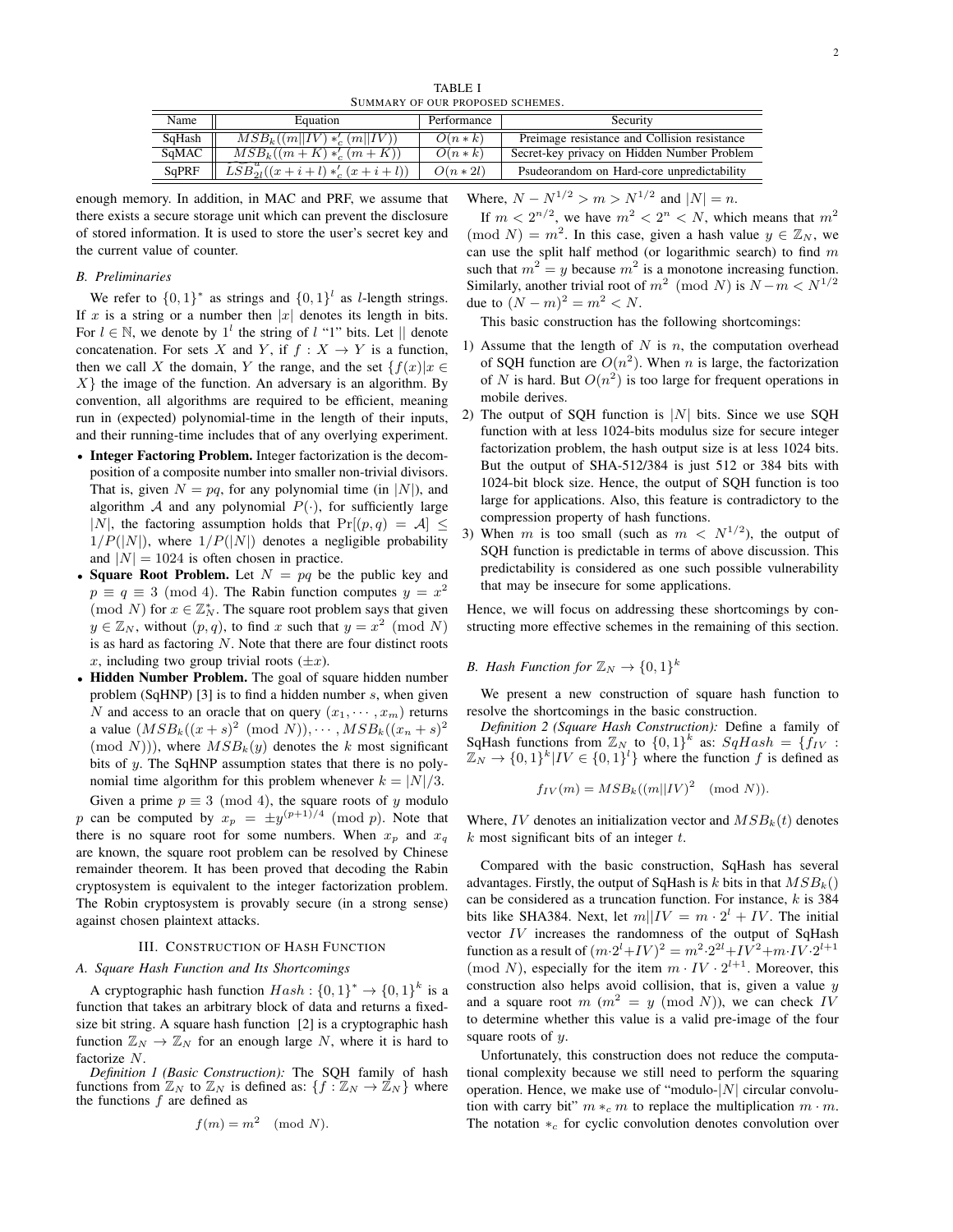TABLE I
SUMMARY OF OUR PROPOSED SCHEMES.

| Name | Equation | Performance | Security |
|---|---|---|---|
| SqHash | $MSB_k((m\|\|IV) *_c' (m\|\|IV))$ | $O(n * k)$ | Preimage resistance and Collision resistance |
| SqMAC | $MSB_k((m+K) *_c' (m+K))$ | $O(n * k)$ | Secret-key privacy on Hidden Number Problem |
| SqPRF | $\widehat{LSB}^a_{2l}((x+i+l) *_c' (x+i+l))$ | $O(n * 2l)$ | Psudeorandom on Hard-core unpredictability |

enough memory. In addition, in MAC and PRF, we assume that there exists a secure storage unit which can prevent the disclosure of stored information. It is used to store the user's secret key and the current value of counter.

### B. Preliminaries

We refer to $\{0,1\}^*$ as strings and $\{0,1\}^l$ as $l$-length strings. If $x$ is a string or a number then $|x|$ denotes its length in bits. For $l \in \mathbb{N}$, we denote by $1^l$ the string of $l$ "1" bits. Let $||$ denote concatenation. For sets $X$ and $Y$, if $f: X \to Y$ is a function, then we call $X$ the domain, $Y$ the range, and the set $\{f(x)|x \in X\}$ the image of the function. An adversary is an algorithm. By convention, all algorithms are required to be efficient, meaning run in (expected) polynomial-time in the length of their inputs, and their running-time includes that of any overlying experiment.

- **Integer Factoring Problem.** Integer factorization is the decomposition of a composite number into smaller non-trivial divisors. That is, given $N = pq$, for any polynomial time (in $|N|$), and algorithm $\mathcal{A}$ and any polynomial $P(\cdot)$, for sufficiently large $|N|$, the factoring assumption holds that $\Pr[(p,q) = \mathcal{A}] \le 1/P(|N|)$, where $1/P(|N|)$ denotes a negligible probability and $|N| = 1024$ is often chosen in practice.
- **Square Root Problem.** Let $N = pq$ be the public key and $p \equiv q \equiv 3 \pmod 4$. The Rabin function computes $y = x^2 \pmod N$ for $x \in \mathbb{Z}_N^*$. The square root problem says that given $y \in \mathbb{Z}_N$, without $(p,q)$, to find $x$ such that $y = x^2 \pmod N$ is as hard as factoring $N$. Note that there are four distinct roots $x$, including two group trivial roots ($\pm x$).
- **Hidden Number Problem.** The goal of square hidden number problem (SqHNP) [3] is to find a hidden number $s$, when given $N$ and access to an oracle that on query $(x_1, \cdots, x_m)$ returns a value $(MSB_k((x+s)^2 \pmod N)), \cdots, MSB_k((x_n+s)^2 \pmod N)))$, where $MSB_k(y)$ denotes the $k$ most significant bits of $y$. The SqHNP assumption states that there is no polynomial time algorithm for this problem whenever $k = |N|/3$.

Given a prime $p \equiv 3 \pmod 4$, the square roots of $y$ modulo $p$ can be computed by $x_p = \pm y^{(p+1)/4} \pmod p$. Note that there is no square root for some numbers. When $x_p$ and $x_q$ are known, the square root problem can be resolved by Chinese remainder theorem. It has been proved that decoding the Rabin cryptosystem is equivalent to the integer factorization problem. The Robin cryptosystem is provably secure (in a strong sense) against chosen plaintext attacks.

## III. Construction of Hash Function

### A. Square Hash Function and Its Shortcomings

A cryptographic hash function $Hash: \{0,1\}^* \to \{0,1\}^k$ is a function that takes an arbitrary block of data and returns a fixed-size bit string. A square hash function [2] is a cryptographic hash function $\mathbb{Z}_N \to \mathbb{Z}_N$ for an enough large $N$, where it is hard to factorize $N$.

*Definition 1 (Basic Construction):* The SQH family of hash functions from $\mathbb{Z}_N$ to $\mathbb{Z}_N$ is defined as: $\{f: \mathbb{Z}_N \to \mathbb{Z}_N\}$ where the functions $f$ are defined as

$$f(m) = m^2 \pmod N.$$

Where, $N - N^{1/2} > m > N^{1/2}$ and $|N| = n$.

If $m < 2^{n/2}$, we have $m^2 < 2^n < N$, which means that $m^2 \pmod N = m^2$. In this case, given a hash value $y \in \mathbb{Z}_N$, we can use the split half method (or logarithmic search) to find $m$ such that $m^2 = y$ because $m^2$ is a monotone increasing function. Similarly, another trivial root of $m^2 \pmod N$ is $N - m < N^{1/2}$ due to $(N-m)^2 = m^2 < N$.

This basic construction has the following shortcomings:

1) Assume that the length of $N$ is $n$, the computation overhead of SQH function are $O(n^2)$. When $n$ is large, the factorization of $N$ is hard. But $O(n^2)$ is too large for frequent operations in mobile derives.
2) The output of SQH function is $|N|$ bits. Since we use SQH function with at less 1024-bits modulus size for secure integer factorization problem, the hash output size is at less 1024 bits. But the output of SHA-512/384 is just 512 or 384 bits with 1024-bit block size. Hence, the output of SQH function is too large for applications. Also, this feature is contradictory to the compression property of hash functions.
3) When $m$ is too small (such as $m < N^{1/2}$), the output of SQH function is predictable in terms of above discussion. This predictability is considered as one such possible vulnerability that may be insecure for some applications.

Hence, we will focus on addressing these shortcomings by constructing more effective schemes in the remaining of this section.

### B. Hash Function for $\mathbb{Z}_N \to \{0,1\}^k$

We present a new construction of square hash function to resolve the shortcomings in the basic construction.

*Definition 2 (Square Hash Construction):* Define a family of SqHash functions from $\mathbb{Z}_N$ to $\{0,1\}^k$ as: $SqHash = \{f_{IV}: \mathbb{Z}_N \to \{0,1\}^k | IV \in \{0,1\}^l\}$ where the function $f$ is defined as

$$f_{IV}(m) = MSB_k((m||IV)^2 \pmod N).$$

Where, $IV$ denotes an initialization vector and $MSB_k(t)$ denotes $k$ most significant bits of an integer $t$.

Compared with the basic construction, SqHash has several advantages. Firstly, the output of SqHash is $k$ bits in that $MSB_k()$ can be considered as a truncation function. For instance, $k$ is 384 bits like SHA384. Next, let $m||IV = m \cdot 2^l + IV$. The initial vector $IV$ increases the randomness of the output of SqHash function as a result of $(m \cdot 2^l + IV)^2 = m^2 \cdot 2^{2l} + IV^2 + m \cdot IV \cdot 2^{l+1} \pmod N$, especially for the item $m \cdot IV \cdot 2^{l+1}$. Moreover, this construction also helps avoid collision, that is, given a value $y$ and a square root $m$ ($m^2 = y \pmod N$), we can check $IV$ to determine whether this value is a valid pre-image of the four square roots of $y$.

Unfortunately, this construction does not reduce the computational complexity because we still need to perform the squaring operation. Hence, we make use of "modulo-$|N|$ circular convolution with carry bit" $m *_c m$ to replace the multiplication $m \cdot m$. The notation $*_c$ for cyclic convolution denotes convolution over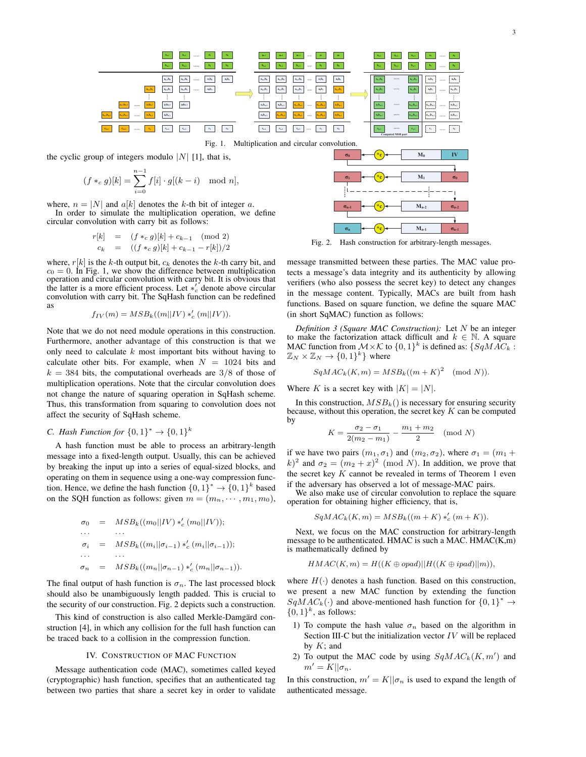Fig. 1. Multiplication and circular convolution.

the cyclic group of integers modulo $|N|$ [1], that is,

$$(f *_c g)[k] = \sum_{i=0}^{n-1} f[i] \cdot g[(k-i) \mod n],$$

where, $n = |N|$ and $a[k]$ denotes the $k$-th bit of integer $a$.

In order to simulate the multiplication operation, we define circular convolution with carry bit as follows:

$$\begin{aligned} r[k] &= (f *_c g)[k] + c_{k-1} \pmod 2 \\ c_k &= ((f *_c g)[k] + c_{k-1} - r[k])/2 \end{aligned}$$

where, $r[k]$ is the $k$-th output bit, $c_k$ denotes the $k$-th carry bit, and $c_0 = 0$. In Fig. 1, we show the difference between multiplication operation and circular convolution with carry bit. It is obvious that the latter is a more efficient process. Let $*_c'$ denote above circular convolution with carry bit. The SqHash function can be redefined as

$$f_{IV}(m) = MSB_k((m||IV) *_c' (m||IV)).$$

Note that we do not need module operations in this construction. Furthermore, another advantage of this construction is that we only need to calculate $k$ most important bits without having to calculate other bits. For example, when $N = 1024$ bits and $k = 384$ bits, the computational overheads are 3/8 of those of multiplication operations. Note that the circular convolution does not change the nature of squaring operation in SqHash scheme. Thus, this transformation from squaring to convolution does not affect the security of SqHash scheme.

### C. Hash Function for $\{0,1\}^* \rightarrow \{0,1\}^k$

A hash function must be able to process an arbitrary-length message into a fixed-length output. Usually, this can be achieved by breaking the input up into a series of equal-sized blocks, and operating on them in sequence using a one-way compression function. Hence, we define the hash function $\{0,1\}^* \rightarrow \{0,1\}^k$ based on the SQH function as follows: given $m = (m_n, \cdots, m_1, m_0)$,

$$\begin{aligned} \sigma_0 &= MSB_k((m_0||IV) *_c' (m_0||IV)); \\ \cdots & \quad \cdots \\ \sigma_i &= MSB_k((m_i||\sigma_{i-1}) *_c' (m_i||\sigma_{i-1})); \\ \cdots & \quad \cdots \\ \sigma_n &= MSB_k((m_n||\sigma_{n-1}) *_c' (m_n||\sigma_{n-1})). \end{aligned}$$

The final output of hash function is $\sigma_n$. The last processed block should also be unambiguously length padded. This is crucial to the security of our construction. Fig. 2 depicts such a construction.

This kind of construction is also called Merkle-Damgärd construction [4], in which any collision for the full hash function can be traced back to a collision in the compression function.

## IV. Construction of MAC Function

Message authentication code (MAC), sometimes called keyed (cryptographic) hash function, specifies that an authenticated tag between two parties that share a secret key in order to validate message transmitted between these parties. The MAC value protects a message's data integrity and its authenticity by allowing verifiers (who also possess the secret key) to detect any changes in the message content. Typically, MACs are built from hash functions. Based on square function, we define the square MAC (in short SqMAC) function as follows:

Fig. 2. Hash construction for arbitrary-length messages.

*Definition 3 (Square MAC Construction):* Let $N$ be an integer to make the factorization attack difficult and $k \in \mathbb{N}$. A square MAC function from $\mathcal{M} \times \mathcal{K}$ to $\{0,1\}^k$ is defined as: $\{SqMAC_k : \mathbb{Z}_N \times \mathbb{Z}_N \rightarrow \{0,1\}^k\}$ where

$$SqMAC_k(K, m) = MSB_k((m+K)^2 \pmod N).$$

Where $K$ is a secret key with $|K| = |N|$.

In this construction, $MSB_k()$ is necessary for ensuring security because, without this operation, the secret key $K$ can be computed by

$$K = \frac{\sigma_2 - \sigma_1}{2(m_2 - m_1)} - \frac{m_1 + m_2}{2} \pmod N$$

if we have two pairs $(m_1, \sigma_1)$ and $(m_2, \sigma_2)$, where $\sigma_1 = (m_1 + k)^2$ and $\sigma_2 = (m_2 + x)^2 \pmod N$. In addition, we prove that the secret key $K$ cannot be revealed in terms of Theorem 1 even if the adversary has observed a lot of message-MAC pairs.

We also make use of circular convolution to replace the square operation for obtaining higher efficiency, that is,

$$SqMAC_k(K, m) = MSB_k((m+K) *_c' (m+K)).$$

Next, we focus on the MAC construction for arbitrary-length message to be authenticated. HMAC is such a MAC. HMAC(K,m) is mathematically defined by

$$HMAC(K, m) = H((K \oplus opad)||H((K \oplus ipad)||m)),$$

where $H(\cdot)$ denotes a hash function. Based on this construction, we present a new MAC function by extending the function $SqMAC_k(\cdot)$ and above-mentioned hash function for $\{0,1\}^* \rightarrow \{0,1\}^k$, as follows:

1) To compute the hash value $\sigma_n$ based on the algorithm in Section III-C but the initialization vector $IV$ will be replaced by $K$; and
2) To output the MAC code by using $SqMAC_k(K, m')$ and $m' = K||\sigma_n$.

In this construction, $m' = K||\sigma_n$ is used to expand the length of authenticated message.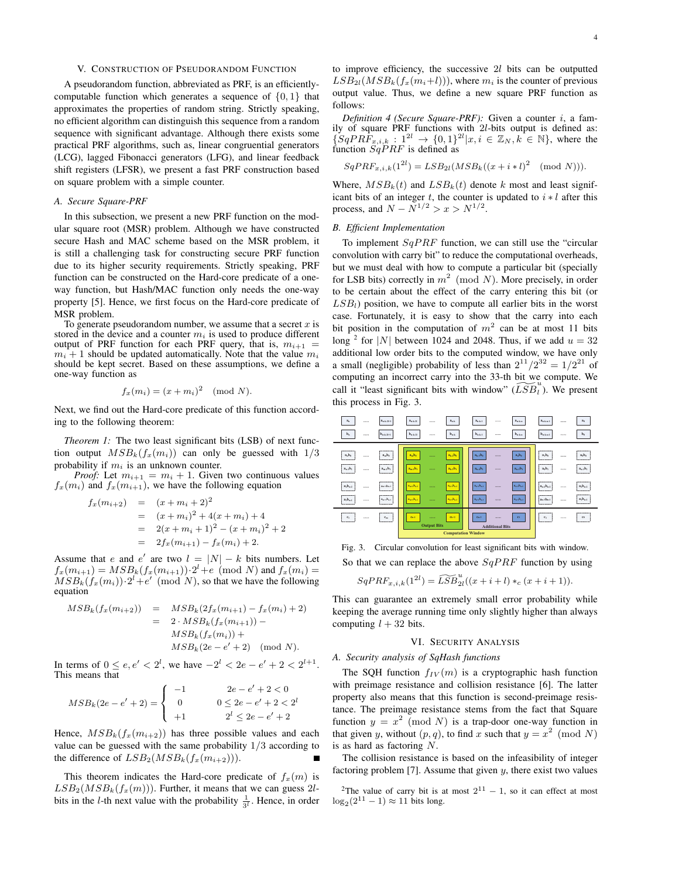## V. Construction of Pseudorandom Function

A pseudorandom function, abbreviated as PRF, is an efficiently-computable function which generates a sequence of $\{0, 1\}$ that approximates the properties of random string. Strictly speaking, no efficient algorithm can distinguish this sequence from a random sequence with significant advantage. Although there exists some practical PRF algorithms, such as, linear congruential generators (LCG), lagged Fibonacci generators (LFG), and linear feedback shift registers (LFSR), we present a fast PRF construction based on square problem with a simple counter.

### A. Secure Square-PRF

In this subsection, we present a new PRF function on the modular square root (MSR) problem. Although we have constructed secure Hash and MAC scheme based on the MSR problem, it is still a challenging task for constructing secure PRF function due to its higher security requirements. Strictly speaking, PRF function can be constructed on the Hard-core predicate of a one-way function, but Hash/MAC function only needs the one-way property [5]. Hence, we first focus on the Hard-core predicate of MSR problem.

To generate pseudorandom number, we assume that a secret $x$ is stored in the device and a counter $m_i$ is used to produce different output of PRF function for each PRF query, that is, $m_{i+1} = m_i + 1$ should be updated automatically. Note that the value $m_i$ should be kept secret. Based on these assumptions, we define a one-way function as

$$f_x(m_i) = (x + m_i)^2 \pmod N.$$

Next, we find out the Hard-core predicate of this function according to the following theorem:

*Theorem 1:* The two least significant bits (LSB) of next function output $MSB_k(f_x(m_i))$ can only be guessed with $1/3$ probability if $m_i$ is an unknown counter.

*Proof:* Let $m_{i+1} = m_i + 1$. Given two continuous values $f_x(m_i)$ and $f_x(m_{i+1})$, we have the following equation

$$\begin{aligned} f_x(m_{i+2}) &= (x + m_i + 2)^2 \\ &= (x + m_i)^2 + 4(x + m_i) + 4 \\ &= 2(x + m_i + 1)^2 - (x + m_i)^2 + 2 \\ &= 2f_x(m_{i+1}) - f_x(m_i) + 2. \end{aligned}$$

Assume that $e$ and $e'$ are two $l = |N| - k$ bits numbers. Let $f_x(m_{i+1}) = MSB_k(f_x(m_{i+1}))\cdot 2^l + e \pmod N$ and $f_x(m_i) = MSB_k(f_x(m_i))\cdot 2^l + e' \pmod N$, so that we have the following equation

$$\begin{aligned} MSB_k(f_x(m_{i+2})) &= MSB_k(2f_x(m_{i+1}) - f_x(m_i) + 2) \\ &= 2 \cdot MSB_k(f_x(m_{i+1})) - \\ &\quad MSB_k(f_x(m_i)) + \\ &\quad MSB_k(2e - e' + 2) \pmod N. \end{aligned}$$

In terms of $0 \leq e, e' < 2^l$, we have $-2^l < 2e - e' + 2 < 2^{l+1}$. This means that

$$MSB_k(2e - e' + 2) = \begin{cases} -1 & 2e - e' + 2 < 0 \\ 0 & 0 \leq 2e - e' + 2 < 2^l \\ +1 & 2^l \leq 2e - e' + 2 \end{cases}$$

Hence, $MSB_k(f_x(m_{i+2}))$ has three possible values and each value can be guessed with the same probability $1/3$ according to the difference of $LSB_2(MSB_k(f_x(m_{i+2})))$. ∎

This theorem indicates the Hard-core predicate of $f_x(m)$ is $LSB_2(MSB_k(f_x(m)))$. Further, it means that we can guess $2l$-bits in the $l$-th next value with the probability $\frac{1}{3^l}$. Hence, in order to improve efficiency, the successive $2l$ bits can be outputted $LSB_{2l}(MSB_k(f_x(m_i+l)))$, where $m_i$ is the counter of previous output value. Thus, we define a new square PRF function as follows:

*Definition 4 (Secure Square-PRF):* Given a counter $i$, a family of square PRF functions with $2l$-bits output is defined as: $\{SqPRF_{x,i,k} : 1^{2l} \to \{0, 1\}^{2l} | x, i \in \mathbb{Z}_N, k \in \mathbb{N}\}$, where the function $SqPRF$ is defined as

$$SqPRF_{x,i,k}(1^{2l}) = LSB_{2l}(MSB_k((x + i * l)^2 \pmod N)).$$

Where, $MSB_k(t)$ and $LSB_k(t)$ denote $k$ most and least significant bits of an integer $t$, the counter is updated to $i * l$ after this process, and $N - N^{1/2} > x > N^{1/2}$.

### B. Efficient Implementation

To implement $SqPRF$ function, we can still use the "circular convolution with carry bit" to reduce the computational overheads, but we must deal with how to compute a particular bit (specially for LSB bits) correctly in $m^2 \pmod N$. More precisely, in order to be certain about the effect of the carry entering this bit (or $LSB_l$) position, we have to compute all earlier bits in the worst case. Fortunately, it is easy to show that the carry into each bit position in the computation of $m^2$ can be at most 11 bits long [2] for $|N|$ between 1024 and 2048. Thus, if we add $u = 32$ additional low order bits to the computed window, we have only a small (negligible) probability of less than $2^{11}/2^{32} = 1/2^{21}$ of computing an incorrect carry into the 33-th bit we compute. We call it "least significant bits with window" ($\widetilde{LSB}_l^u$). We present this process in Fig. 3.

Fig. 3. Circular convolution for least significant bits with window.

So that we can replace the above $SqPRF$ function by using

$$SqPRF_{x,i,k}(1^{2l}) = \widetilde{LSB}_{2l}^u((x + i + l) *_c (x + i + 1)).$$

This can guarantee an extremely small error probability while keeping the average running time only slightly higher than always computing $l + 32$ bits.

## VI. Security Analysis

### A. Security analysis of SqHash functions

The SQH function $f_{IV}(m)$ is a cryptographic hash function with preimage resistance and collision resistance [6]. The latter property also means that this function is second-preimage resistance. The preimage resistance stems from the fact that Square function $y = x^2 \pmod N$ is a trap-door one-way function in that given $y$, without $(p, q)$, to find $x$ such that $y = x^2 \pmod N$ is as hard as factoring $N$.

The collision resistance is based on the infeasibility of integer factoring problem [7]. Assume that given $y$, there exist two values

[2] The value of carry bit is at most $2^{11} - 1$, so it can effect at most $\log_2(2^{11} - 1) \approx 11$ bits long.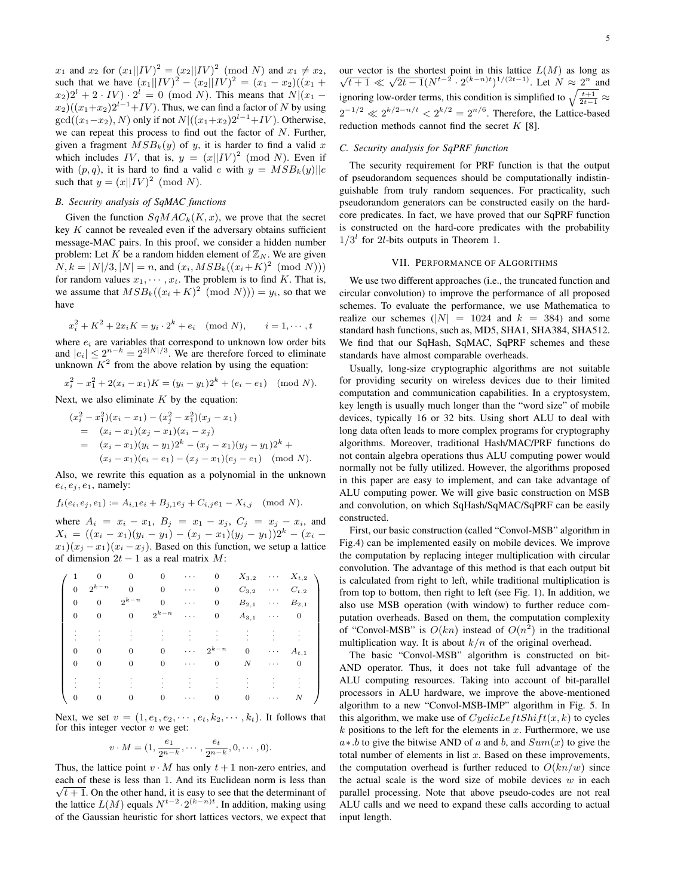$x_1$ and $x_2$ for $(x_1||IV)^2 = (x_2||IV)^2 \pmod N$ and $x_1 \neq x_2$, such that we have $(x_1||IV)^2 - (x_2||IV)^2 = (x_1 - x_2)((x_1 + x_2)2^l + 2 \cdot IV) \cdot 2^l = 0 \pmod N$. This means that $N|(x_1 - x_2)((x_1+x_2)2^{l-1}+IV)$. Thus, we can find a factor of $N$ by using $\gcd((x_1-x_2), N)$ only if not $N|((x_1+x_2)2^{l-1}+IV)$. Otherwise, we can repeat this process to find out the factor of $N$. Further, given a fragment $MSB_k(y)$ of $y$, it is harder to find a valid $x$ which includes $IV$, that is, $y = (x||IV)^2 \pmod N$. Even if with $(p, q)$, it is hard to find a valid $e$ with $y = MSB_k(y)||e$ such that $y = (x||IV)^2 \pmod N$.

### B. Security analysis of SqMAC functions

Given the function $SqMAC_k(K, x)$, we prove that the secret key $K$ cannot be revealed even if the adversary obtains sufficient message-MAC pairs. In this proof, we consider a hidden number problem: Let $K$ be a random hidden element of $\mathbb{Z}_N$. We are given $N, k = |N|/3, |N| = n$, and $(x_i, MSB_k((x_i+K)^2 \pmod N)))$ for random values $x_1, \cdots, x_t$. The problem is to find $K$. That is, we assume that $MSB_k((x_i + K)^2 \pmod N))) = y_i$, so that we have

$$x_i^2 + K^2 + 2x_iK = y_i \cdot 2^k + e_i \pmod N, \qquad i = 1, \cdots, t$$

where $e_i$ are variables that correspond to unknown low order bits and $|e_i| \leq 2^{n-k} = 2^{2|N|/3}$. We are therefore forced to eliminate unknown $K^2$ from the above relation by using the equation:

$$x_i^2 - x_1^2 + 2(x_i - x_1)K = (y_i - y_1)2^k + (e_i - e_1) \pmod N.$$

Next, we also eliminate $K$ by the equation:

$$\begin{aligned}
&(x_i^2 - x_1^2)(x_i - x_1) - (x_j^2 - x_1^2)(x_j - x_1) \\
&= (x_i - x_1)(x_j - x_1)(x_i - x_j) \\
&= (x_i - x_1)(y_i - y_1)2^k - (x_j - x_1)(y_j - y_1)2^k + \\
&\quad (x_i - x_1)(e_i - e_1) - (x_j - x_1)(e_j - e_1) \pmod N.
\end{aligned}$$

Also, we rewrite this equation as a polynomial in the unknown $e_i, e_j, e_1$, namely:

$$f_i(e_i, e_j, e_1) := A_{i,1}e_i + B_{j,1}e_j + C_{i,j}e_1 - X_{i,j} \pmod N.$$

where $A_i = x_i - x_1$, $B_j = x_1 - x_j$, $C_j = x_j - x_i$, and $X_i = ((x_i - x_1)(y_i - y_1) - (x_j - x_1)(y_j - y_1))2^k - (x_i - x_1)(x_j - x_1)(x_i - x_j)$. Based on this function, we setup a lattice of dimension $2t - 1$ as a real matrix $M$:

$$\begin{pmatrix}
1 & 0 & 0 & 0 & \cdots & 0 & X_{3,2} & \cdots & X_{t,2} \\
0 & 2^{k-n} & 0 & 0 & \cdots & 0 & C_{3,2} & \cdots & C_{t,2} \\
0 & 0 & 2^{k-n} & 0 & \cdots & 0 & B_{2,1} & \cdots & B_{2,1} \\
0 & 0 & 0 & 2^{k-n} & \cdots & 0 & A_{3,1} & \cdots & 0 \\
\vdots & \vdots & \vdots & \vdots & \vdots & \vdots & \vdots & \vdots & \vdots \\
0 & 0 & 0 & 0 & \cdots & 2^{k-n} & 0 & \cdots & A_{t,1} \\
0 & 0 & 0 & 0 & \cdots & 0 & N & \cdots & 0 \\
\vdots & \vdots & \vdots & \vdots & \vdots & \vdots & \vdots & \vdots & \vdots \\
0 & 0 & 0 & 0 & \cdots & 0 & 0 & \cdots & N
\end{pmatrix}$$

Next, we set $v = (1, e_1, e_2, \cdots, e_t, k_2, \cdots, k_t)$. It follows that for this integer vector $v$ we get:

$$v \cdot M = (1, \frac{e_1}{2^{n-k}}, \cdots, \frac{e_t}{2^{n-k}}, 0, \cdots, 0).$$

Thus, the lattice point $v \cdot M$ has only $t + 1$ non-zero entries, and each of these is less than 1. And its Euclidean norm is less than $\sqrt{t+1}$. On the other hand, it is easy to see that the determinant of the lattice $L(M)$ equals $N^{t-2} \cdot 2^{(k-n)t}$. In addition, making using of the Gaussian heuristic for short lattices vectors, we expect that our vector is the shortest point in this lattice $L(M)$ as long as $\sqrt{t+1} \ll \sqrt{2t-1}(N^{t-2} \cdot 2^{(k-n)t})^{1/(2t-1)}$. Let $N \approx 2^n$ and ignoring low-order terms, this condition is simplified to $\sqrt{\frac{t+1}{2t-1}} \approx 2^{-1/2} \ll 2^{k/2-n/t} < 2^{k/2} = 2^{n/6}$. Therefore, the Lattice-based reduction methods cannot find the secret $K$ [8].

### C. Security analysis for SqPRF function

The security requirement for PRF function is that the output of pseudorandom sequences should be computationally indistinguishable from truly random sequences. For practicality, such pseudorandom generators can be constructed easily on the hard-core predicates. In fact, we have proved that our SqPRF function is constructed on the hard-core predicates with the probability $1/3^l$ for $2l$-bits outputs in Theorem 1.

## VII. Performance of Algorithms

We use two different approaches (i.e., the truncated function and circular convolution) to improve the performance of all proposed schemes. To evaluate the performance, we use Mathematica to realize our schemes ($|N| = 1024$ and $k = 384$) and some standard hash functions, such as, MD5, SHA1, SHA384, SHA512. We find that our SqHash, SqMAC, SqPRF schemes and these standards have almost comparable overheads.

Usually, long-size cryptographic algorithms are not suitable for providing security on wireless devices due to their limited computation and communication capabilities. In a cryptosystem, key length is usually much longer than the "word size" of mobile devices, typically 16 or 32 bits. Using short ALU to deal with long data often leads to more complex programs for cryptography algorithms. Moreover, traditional Hash/MAC/PRF functions do not contain algebra operations thus ALU computing power would normally not be fully utilized. However, the algorithms proposed in this paper are easy to implement, and can take advantage of ALU computing power. We will give basic construction on MSB and convolution, on which SqHash/SqMAC/SqPRF can be easily constructed.

First, our basic construction (called "Convol-MSB" algorithm in Fig.4) can be implemented easily on mobile devices. We improve the computation by replacing integer multiplication with circular convolution. The advantage of this method is that each output bit is calculated from right to left, while traditional multiplication is from top to bottom, then right to left (see Fig. 1). In addition, we also use MSB operation (with window) to further reduce computation overheads. Based on them, the computation complexity of "Convol-MSB" is $O(kn)$ instead of $O(n^2)$ in the traditional multiplication way. It is about $k/n$ of the original overhead.

The basic "Convol-MSB" algorithm is constructed on bit-AND operator. Thus, it does not take full advantage of the ALU computing resources. Taking into account of bit-parallel processors in ALU hardware, we improve the above-mentioned algorithm to a new "Convol-MSB-IMP" algorithm in Fig. 5. In this algorithm, we make use of $CyclicLeftShift(x, k)$ to cycles $k$ positions to the left for the elements in $x$. Furthermore, we use $a * .b$ to give the bitwise AND of $a$ and $b$, and $Sum(x)$ to give the total number of elements in list $x$. Based on these improvements, the computation overhead is further reduced to $O(kn/w)$ since the actual scale is the word size of mobile devices $w$ in each parallel processing. Note that above pseudo-codes are not real ALU calls and we need to expand these calls according to actual input length.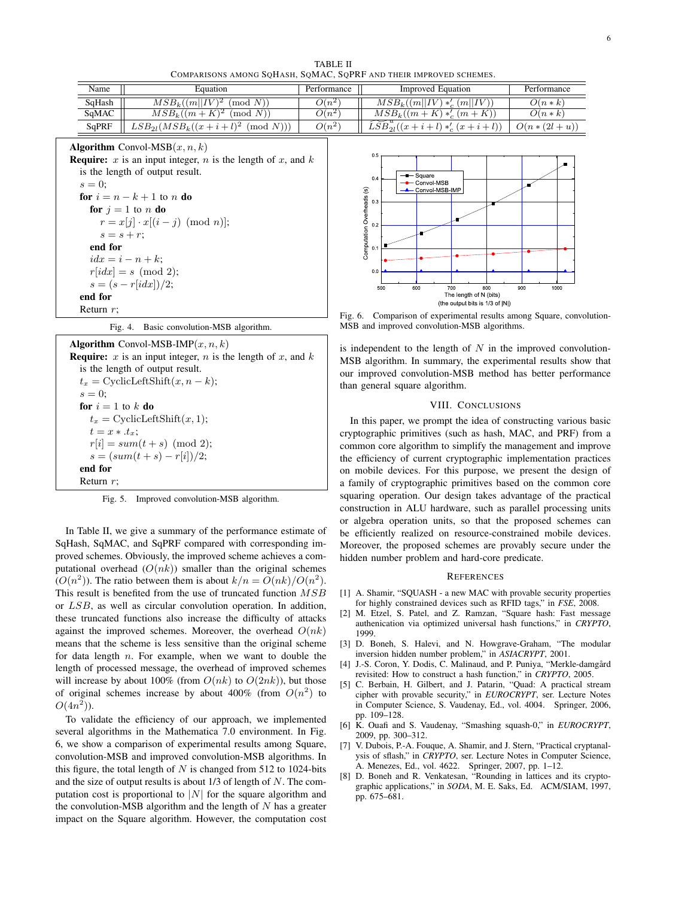TABLE II
COMPARISONS AMONG SQHASH, SQMAC, SQPRF AND THEIR IMPROVED SCHEMES.

| Name | Equation | Performance | Improved Equation | Performance |
|---|---|---|---|---|
| SqHash | $MSB_k((m\|\|IV)^2 \pmod N)$ | $O(n^2)$ | $MSB_k((m\|\|IV) *'_c (m\|\|IV))$ | $O(n*k)$ |
| SqMAC | $MSB_k((m+K)^2 \pmod N)$ | $O(n^2)$ | $MSB_k((m+K) *'_c (m+K))$ | $O(n*k)$ |
| SqPRF | $LSB_{2l}(MSB_k((x+i+l)^2 \pmod N))$ | $O(n^2)$ | $\widetilde{LSB}^u_{2l}((x+i+l) *'_c (x+i+l))$ | $O(n*(2l+u))$ |

```
Algorithm Convol-MSB(x, n, k)
Require: x is an input integer, n is the length of x, and k
  is the length of output result.
  s = 0;
  for i = n - k + 1 to n do
    for j = 1 to n do
      r = x[j] · x[(i - j) (mod n)];
      s = s + r;
    end for
    idx = i - n + k;
    r[idx] = s (mod 2);
    s = (s - r[idx])/2;
  end for
  Return r;
```

Fig. 4. Basic convolution-MSB algorithm.

```
Algorithm Convol-MSB-IMP(x, n, k)
Require: x is an input integer, n is the length of x, and k
  is the length of output result.
  t_x = CyclicLeftShift(x, n - k);
  s = 0;
  for i = 1 to k do
    t_x = CyclicLeftShift(x, 1);
    t = x * .t_x;
    r[i] = sum(t + s) (mod 2);
    s = (sum(t + s) - r[i])/2;
  end for
  Return r;
```

Fig. 5. Improved convolution-MSB algorithm.

In Table II, we give a summary of the performance estimate of SqHash, SqMAC, and SqPRF compared with corresponding improved schemes. Obviously, the improved scheme achieves a computational overhead ($O(nk)$) smaller than the original schemes ($O(n^2)$). The ratio between them is about $k/n = O(nk)/O(n^2)$. This result is benefited from the use of truncated function $MSB$ or $LSB$, as well as circular convolution operation. In addition, these truncated functions also increase the difficulty of attacks against the improved schemes. Moreover, the overhead $O(nk)$ means that the scheme is less sensitive than the original scheme for data length $n$. For example, when we want to double the length of processed message, the overhead of improved schemes will increase by about 100% (from $O(nk)$ to $O(2nk)$), but those of original schemes increase by about 400% (from $O(n^2)$ to $O(4n^2)$).

To validate the efficiency of our approach, we implemented several algorithms in the Mathematica 7.0 environment. In Fig. 6, we show a comparison of experimental results among Square, convolution-MSB and improved convolution-MSB algorithms. In this figure, the total length of $N$ is changed from 512 to 1024-bits and the size of output results is about 1/3 of length of $N$. The computation cost is proportional to $|N|$ for the square algorithm and the convolution-MSB algorithm and the length of $N$ has a greater impact on the Square algorithm. However, the computation cost is independent to the length of $N$ in the improved convolution-MSB algorithm. In summary, the experimental results show that our improved convolution-MSB method has better performance than general square algorithm.

Computation Overheads (s)
0.5
0.4
0.3
0.2
0.1
0.0
500
600
700
800
900
1000
The length of N (bits)
(the output bits is 1/3 of |N|)
Square
Convol-MSB
Convol-MSB-IMP

Fig. 6. Comparison of experimental results among Square, convolution-MSB and improved convolution-MSB algorithms.

## VIII. Conclusions

In this paper, we prompt the idea of constructing various basic cryptographic primitives (such as hash, MAC, and PRF) from a common core algorithm to simplify the management and improve the efficiency of current cryptographic implementation practices on mobile devices. For this purpose, we present the design of a family of cryptographic primitives based on the common core squaring operation. Our design takes advantage of the practical construction in ALU hardware, such as parallel processing units or algebra operation units, so that the proposed schemes can be efficiently realized on resource-constrained mobile devices. Moreover, the proposed schemes are provably secure under the hidden number problem and hard-core predicate.

## References

[1] A. Shamir, "SQUASH - a new MAC with provable security properties for highly constrained devices such as RFID tags," in *FSE*, 2008.

[2] M. Etzel, S. Patel, and Z. Ramzan, "Square hash: Fast message authentication via optimized universal hash functions," in *CRYPTO*, 1999.

[3] D. Boneh, S. Halevi, and N. Howgrave-Graham, "The modular inversion hidden number problem," in *ASIACRYPT*, 2001.

[4] J.-S. Coron, Y. Dodis, C. Malinaud, and P. Puniya, "Merkle-damgård revisited: How to construct a hash function," in *CRYPTO*, 2005.

[5] C. Berbain, H. Gilbert, and J. Patarin, "Quad: A practical stream cipher with provable security," in *EUROCRYPT*, ser. Lecture Notes in Computer Science, S. Vaudenay, Ed., vol. 4004. Springer, 2006, pp. 109–128.

[6] K. Ouafi and S. Vaudenay, "Smashing squash-0," in *EUROCRYPT*, 2009, pp. 300–312.

[7] V. Dubois, P.-A. Fouque, A. Shamir, and J. Stern, "Practical cryptanalysis of sflash," in *CRYPTO*, ser. Lecture Notes in Computer Science, A. Menezes, Ed., vol. 4622. Springer, 2007, pp. 1–12.

[8] D. Boneh and R. Venkatesan, "Rounding in lattices and its cryptographic applications," in *SODA*, M. E. Saks, Ed. ACM/SIAM, 1997, pp. 675–681.